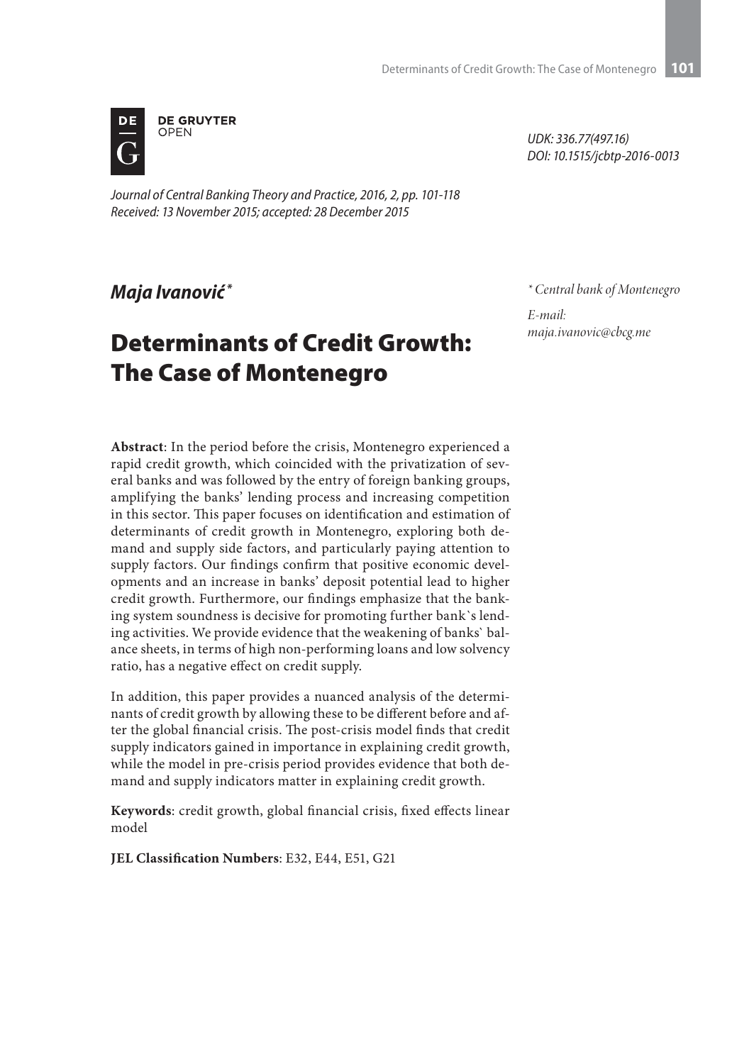UDK: 336.77(497.16)
DOI: 10.1515/jcbtp-2016-0013

*Journal of Central Banking Theory and Practice, 2016, 2, pp. 101-118*
*Received: 13 November 2015; accepted: 28 December 2015*

***Maja Ivanović*** [*]

[*] Central bank of Montenegro

E-mail:
maja.ivanovic@cbcg.me

# Determinants of Credit Growth: The Case of Montenegro

**Abstract**: In the period before the crisis, Montenegro experienced a rapid credit growth, which coincided with the privatization of several banks and was followed by the entry of foreign banking groups, amplifying the banks' lending process and increasing competition in this sector. This paper focuses on identification and estimation of determinants of credit growth in Montenegro, exploring both demand and supply side factors, and particularly paying attention to supply factors. Our findings confirm that positive economic developments and an increase in banks' deposit potential lead to higher credit growth. Furthermore, our findings emphasize that the banking system soundness is decisive for promoting further bank`s lending activities. We provide evidence that the weakening of banks` balance sheets, in terms of high non-performing loans and low solvency ratio, has a negative effect on credit supply.

In addition, this paper provides a nuanced analysis of the determinants of credit growth by allowing these to be different before and after the global financial crisis. The post-crisis model finds that credit supply indicators gained in importance in explaining credit growth, while the model in pre-crisis period provides evidence that both demand and supply indicators matter in explaining credit growth.

**Keywords**: credit growth, global financial crisis, fixed effects linear model

**JEL Classification Numbers**: E32, E44, E51, G21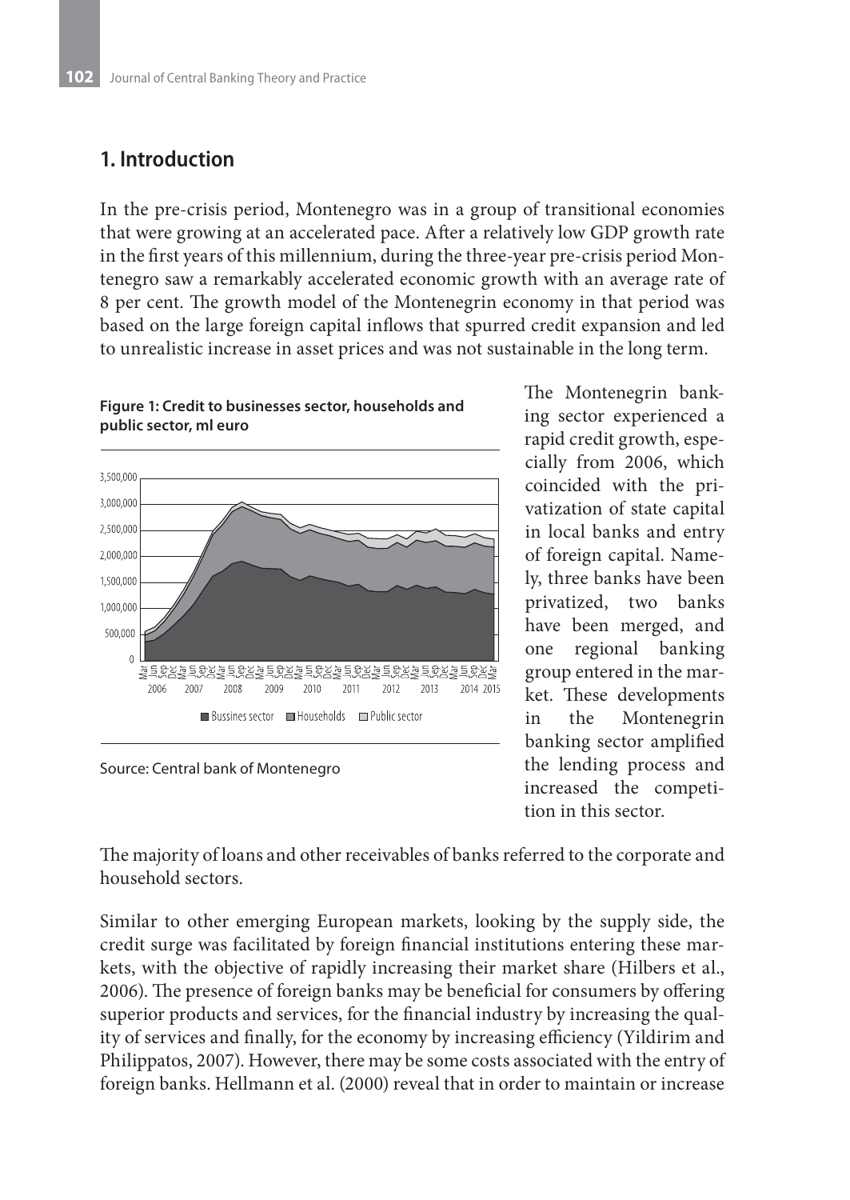## 1. Introduction

In the pre-crisis period, Montenegro was in a group of transitional economies that were growing at an accelerated pace. After a relatively low GDP growth rate in the first years of this millennium, during the three-year pre-crisis period Montenegro saw a remarkably accelerated economic growth with an average rate of 8 per cent. The growth model of the Montenegrin economy in that period was based on the large foreign capital inflows that spurred credit expansion and led to unrealistic increase in asset prices and was not sustainable in the long term.

**Figure 1: Credit to businesses sector, households and public sector, ml euro**

Source: Central bank of Montenegro

The Montenegrin banking sector experienced a rapid credit growth, especially from 2006, which coincided with the privatization of state capital in local banks and entry of foreign capital. Namely, three banks have been privatized, two banks have been merged, and one regional banking group entered in the market. These developments in the Montenegrin banking sector amplified the lending process and increased the competition in this sector.

The majority of loans and other receivables of banks referred to the corporate and household sectors.

Similar to other emerging European markets, looking by the supply side, the credit surge was facilitated by foreign financial institutions entering these markets, with the objective of rapidly increasing their market share (Hilbers et al., 2006). The presence of foreign banks may be beneficial for consumers by offering superior products and services, for the financial industry by increasing the quality of services and finally, for the economy by increasing efficiency (Yildirim and Philippatos, 2007). However, there may be some costs associated with the entry of foreign banks. Hellmann et al. (2000) reveal that in order to maintain or increase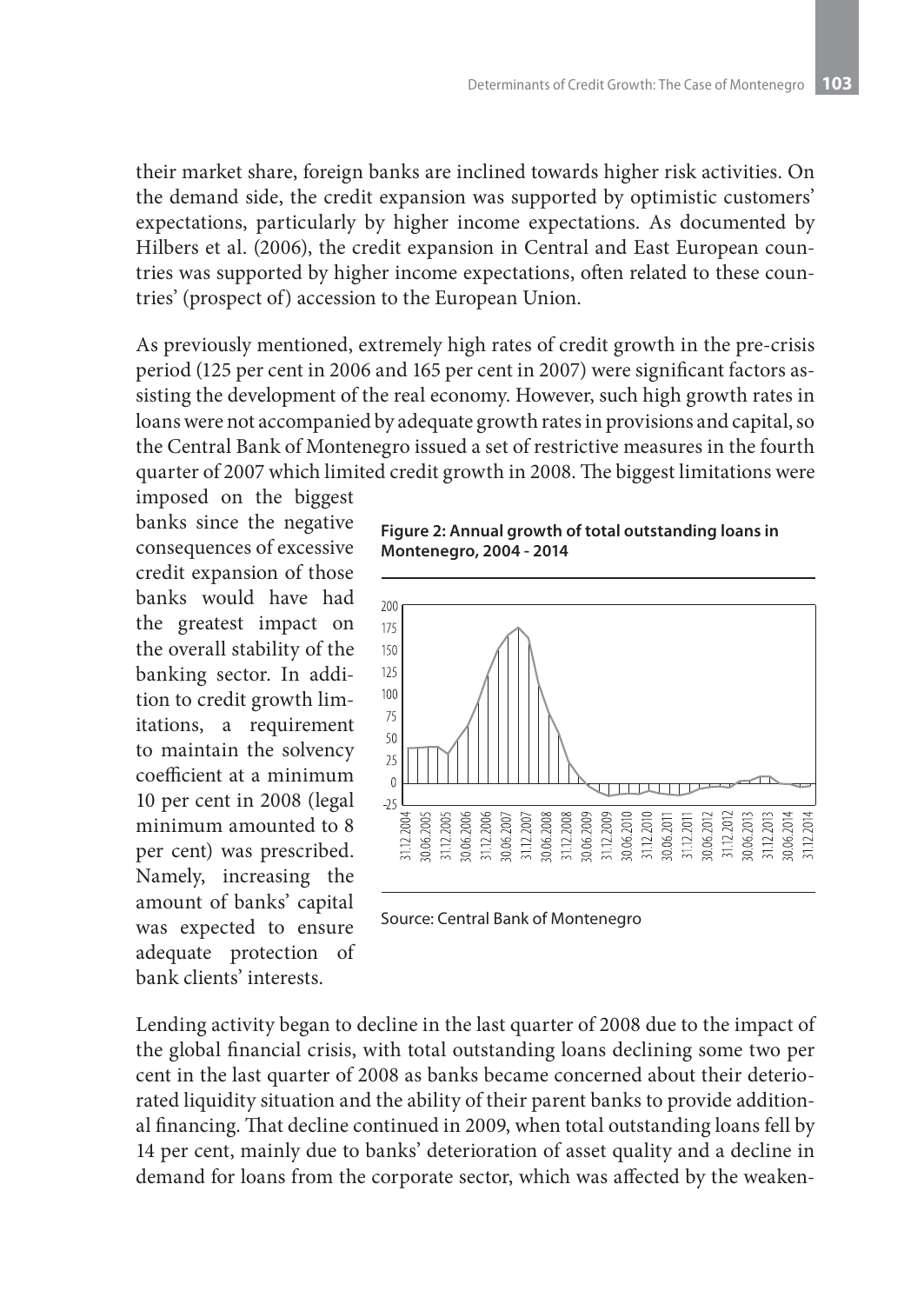their market share, foreign banks are inclined towards higher risk activities. On the demand side, the credit expansion was supported by optimistic customers' expectations, particularly by higher income expectations. As documented by Hilbers et al. (2006), the credit expansion in Central and East European countries was supported by higher income expectations, often related to these countries' (prospect of) accession to the European Union.

As previously mentioned, extremely high rates of credit growth in the pre-crisis period (125 per cent in 2006 and 165 per cent in 2007) were significant factors assisting the development of the real economy. However, such high growth rates in loans were not accompanied by adequate growth rates in provisions and capital, so the Central Bank of Montenegro issued a set of restrictive measures in the fourth quarter of 2007 which limited credit growth in 2008. The biggest limitations were imposed on the biggest banks since the negative consequences of excessive credit expansion of those banks would have had the greatest impact on the overall stability of the banking sector. In addition to credit growth limitations, a requirement to maintain the solvency coefficient at a minimum 10 per cent in 2008 (legal minimum amounted to 8 per cent) was prescribed. Namely, increasing the amount of banks' capital was expected to ensure adequate protection of bank clients' interests.

**Figure 2: Annual growth of total outstanding loans in Montenegro, 2004 - 2014**

Source: Central Bank of Montenegro

Lending activity began to decline in the last quarter of 2008 due to the impact of the global financial crisis, with total outstanding loans declining some two per cent in the last quarter of 2008 as banks became concerned about their deteriorated liquidity situation and the ability of their parent banks to provide additional financing. That decline continued in 2009, when total outstanding loans fell by 14 per cent, mainly due to banks' deterioration of asset quality and a decline in demand for loans from the corporate sector, which was affected by the weaken-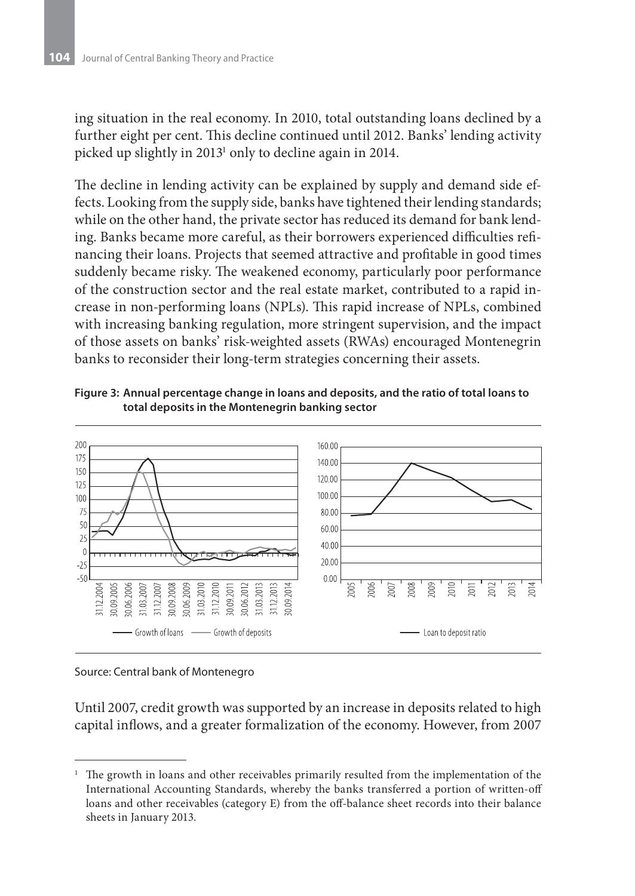ing situation in the real economy. In 2010, total outstanding loans declined by a further eight per cent. This decline continued until 2012. Banks' lending activity picked up slightly in 2013[1] only to decline again in 2014.

The decline in lending activity can be explained by supply and demand side effects. Looking from the supply side, banks have tightened their lending standards; while on the other hand, the private sector has reduced its demand for bank lending. Banks became more careful, as their borrowers experienced difficulties refinancing their loans. Projects that seemed attractive and profitable in good times suddenly became risky. The weakened economy, particularly poor performance of the construction sector and the real estate market, contributed to a rapid increase in non-performing loans (NPLs). This rapid increase of NPLs, combined with increasing banking regulation, more stringent supervision, and the impact of those assets on banks' risk-weighted assets (RWAs) encouraged Montenegrin banks to reconsider their long-term strategies concerning their assets.

**Figure 3: Annual percentage change in loans and deposits, and the ratio of total loans to total deposits in the Montenegrin banking sector**

Source: Central bank of Montenegro

Until 2007, credit growth was supported by an increase in deposits related to high capital inflows, and a greater formalization of the economy. However, from 2007

[1] The growth in loans and other receivables primarily resulted from the implementation of the International Accounting Standards, whereby the banks transferred a portion of written-off loans and other receivables (category E) from the off-balance sheet records into their balance sheets in January 2013.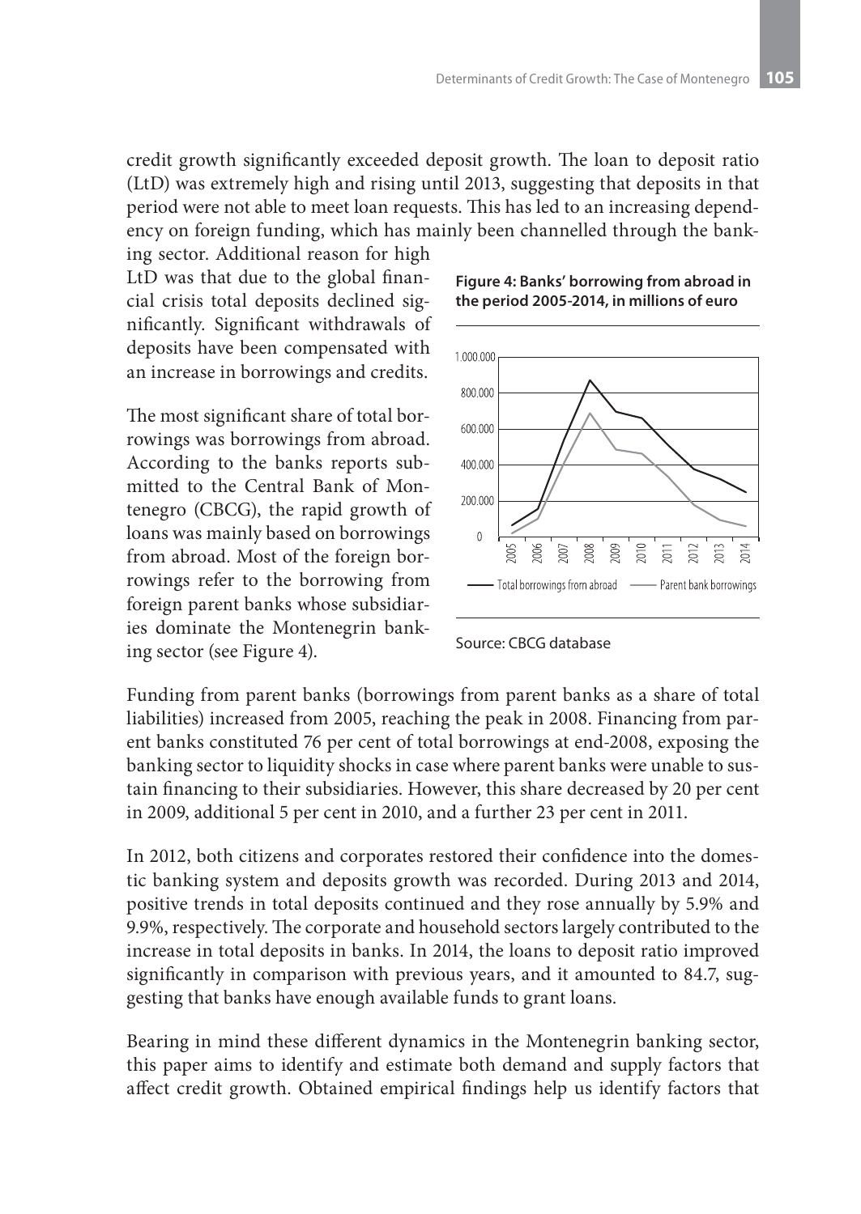credit growth significantly exceeded deposit growth. The loan to deposit ratio (LtD) was extremely high and rising until 2013, suggesting that deposits in that period were not able to meet loan requests. This has led to an increasing dependency on foreign funding, which has mainly been channelled through the banking sector. Additional reason for high LtD was that due to the global financial crisis total deposits declined significantly. Significant withdrawals of deposits have been compensated with an increase in borrowings and credits.

The most significant share of total borrowings was borrowings from abroad. According to the banks reports submitted to the Central Bank of Montenegro (CBCG), the rapid growth of loans was mainly based on borrowings from abroad. Most of the foreign borrowings refer to the borrowing from foreign parent banks whose subsidiaries dominate the Montenegrin banking sector (see Figure 4).

**Figure 4: Banks' borrowing from abroad in the period 2005-2014, in millions of euro**

Source: CBCG database

Funding from parent banks (borrowings from parent banks as a share of total liabilities) increased from 2005, reaching the peak in 2008. Financing from parent banks constituted 76 per cent of total borrowings at end-2008, exposing the banking sector to liquidity shocks in case where parent banks were unable to sustain financing to their subsidiaries. However, this share decreased by 20 per cent in 2009, additional 5 per cent in 2010, and a further 23 per cent in 2011.

In 2012, both citizens and corporates restored their confidence into the domestic banking system and deposits growth was recorded. During 2013 and 2014, positive trends in total deposits continued and they rose annually by 5.9% and 9.9%, respectively. The corporate and household sectors largely contributed to the increase in total deposits in banks. In 2014, the loans to deposit ratio improved significantly in comparison with previous years, and it amounted to 84.7, suggesting that banks have enough available funds to grant loans.

Bearing in mind these different dynamics in the Montenegrin banking sector, this paper aims to identify and estimate both demand and supply factors that affect credit growth. Obtained empirical findings help us identify factors that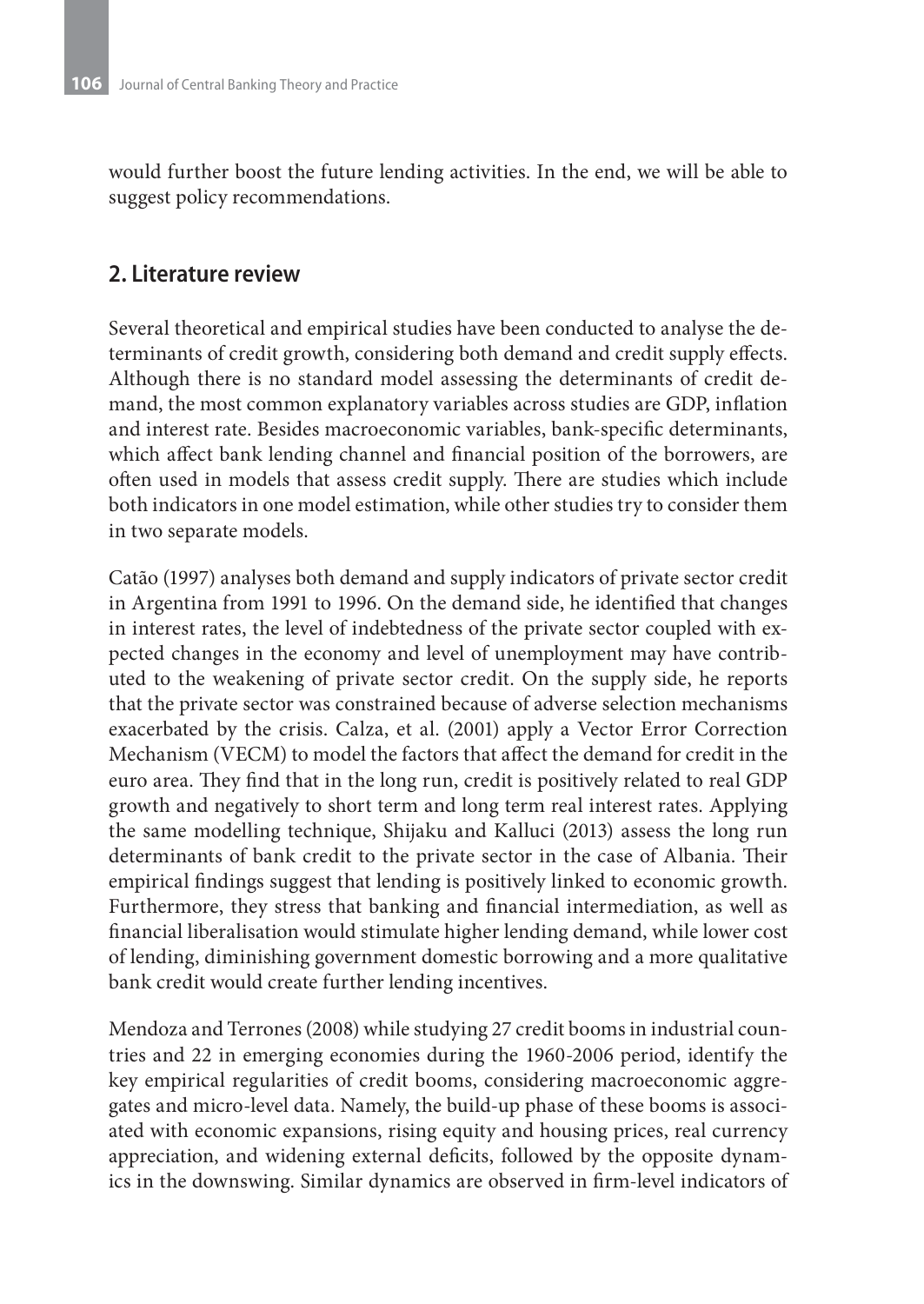would further boost the future lending activities. In the end, we will be able to suggest policy recommendations.

## 2. Literature review

Several theoretical and empirical studies have been conducted to analyse the determinants of credit growth, considering both demand and credit supply effects. Although there is no standard model assessing the determinants of credit demand, the most common explanatory variables across studies are GDP, inflation and interest rate. Besides macroeconomic variables, bank-specific determinants, which affect bank lending channel and financial position of the borrowers, are often used in models that assess credit supply. There are studies which include both indicators in one model estimation, while other studies try to consider them in two separate models.

Catão (1997) analyses both demand and supply indicators of private sector credit in Argentina from 1991 to 1996. On the demand side, he identified that changes in interest rates, the level of indebtedness of the private sector coupled with expected changes in the economy and level of unemployment may have contributed to the weakening of private sector credit. On the supply side, he reports that the private sector was constrained because of adverse selection mechanisms exacerbated by the crisis. Calza, et al. (2001) apply a Vector Error Correction Mechanism (VECM) to model the factors that affect the demand for credit in the euro area. They find that in the long run, credit is positively related to real GDP growth and negatively to short term and long term real interest rates. Applying the same modelling technique, Shijaku and Kalluci (2013) assess the long run determinants of bank credit to the private sector in the case of Albania. Their empirical findings suggest that lending is positively linked to economic growth. Furthermore, they stress that banking and financial intermediation, as well as financial liberalisation would stimulate higher lending demand, while lower cost of lending, diminishing government domestic borrowing and a more qualitative bank credit would create further lending incentives.

Mendoza and Terrones (2008) while studying 27 credit booms in industrial countries and 22 in emerging economies during the 1960-2006 period, identify the key empirical regularities of credit booms, considering macroeconomic aggregates and micro-level data. Namely, the build-up phase of these booms is associated with economic expansions, rising equity and housing prices, real currency appreciation, and widening external deficits, followed by the opposite dynamics in the downswing. Similar dynamics are observed in firm-level indicators of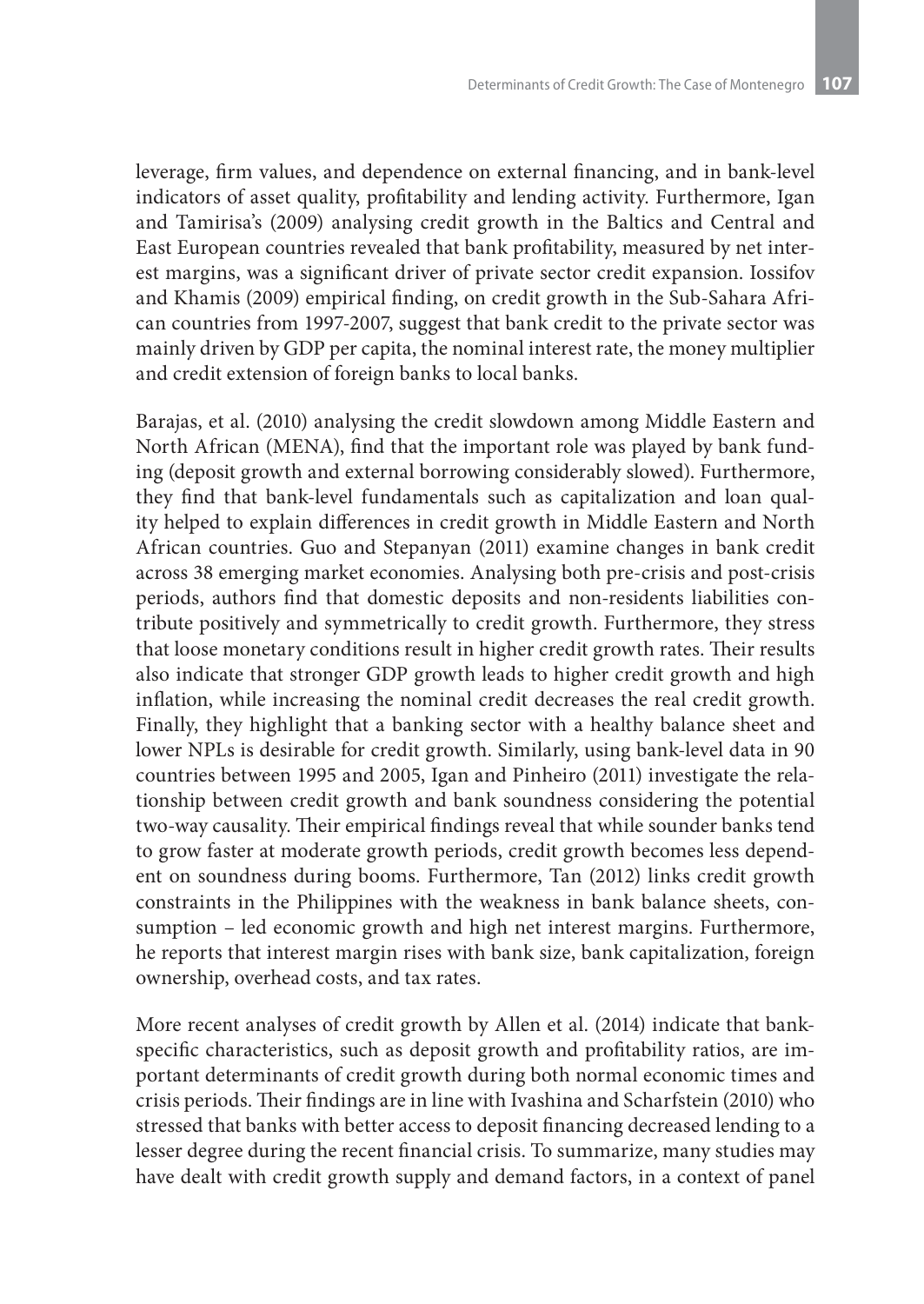leverage, firm values, and dependence on external financing, and in bank-level indicators of asset quality, profitability and lending activity. Furthermore, Igan and Tamirisa's (2009) analysing credit growth in the Baltics and Central and East European countries revealed that bank profitability, measured by net interest margins, was a significant driver of private sector credit expansion. Iossifov and Khamis (2009) empirical finding, on credit growth in the Sub-Sahara African countries from 1997-2007, suggest that bank credit to the private sector was mainly driven by GDP per capita, the nominal interest rate, the money multiplier and credit extension of foreign banks to local banks.

Barajas, et al. (2010) analysing the credit slowdown among Middle Eastern and North African (MENA), find that the important role was played by bank funding (deposit growth and external borrowing considerably slowed). Furthermore, they find that bank-level fundamentals such as capitalization and loan quality helped to explain differences in credit growth in Middle Eastern and North African countries. Guo and Stepanyan (2011) examine changes in bank credit across 38 emerging market economies. Analysing both pre-crisis and post-crisis periods, authors find that domestic deposits and non-residents liabilities contribute positively and symmetrically to credit growth. Furthermore, they stress that loose monetary conditions result in higher credit growth rates. Their results also indicate that stronger GDP growth leads to higher credit growth and high inflation, while increasing the nominal credit decreases the real credit growth. Finally, they highlight that a banking sector with a healthy balance sheet and lower NPLs is desirable for credit growth. Similarly, using bank-level data in 90 countries between 1995 and 2005, Igan and Pinheiro (2011) investigate the relationship between credit growth and bank soundness considering the potential two-way causality. Their empirical findings reveal that while sounder banks tend to grow faster at moderate growth periods, credit growth becomes less dependent on soundness during booms. Furthermore, Tan (2012) links credit growth constraints in the Philippines with the weakness in bank balance sheets, consumption – led economic growth and high net interest margins. Furthermore, he reports that interest margin rises with bank size, bank capitalization, foreign ownership, overhead costs, and tax rates.

More recent analyses of credit growth by Allen et al. (2014) indicate that bank-specific characteristics, such as deposit growth and profitability ratios, are important determinants of credit growth during both normal economic times and crisis periods. Their findings are in line with Ivashina and Scharfstein (2010) who stressed that banks with better access to deposit financing decreased lending to a lesser degree during the recent financial crisis. To summarize, many studies may have dealt with credit growth supply and demand factors, in a context of panel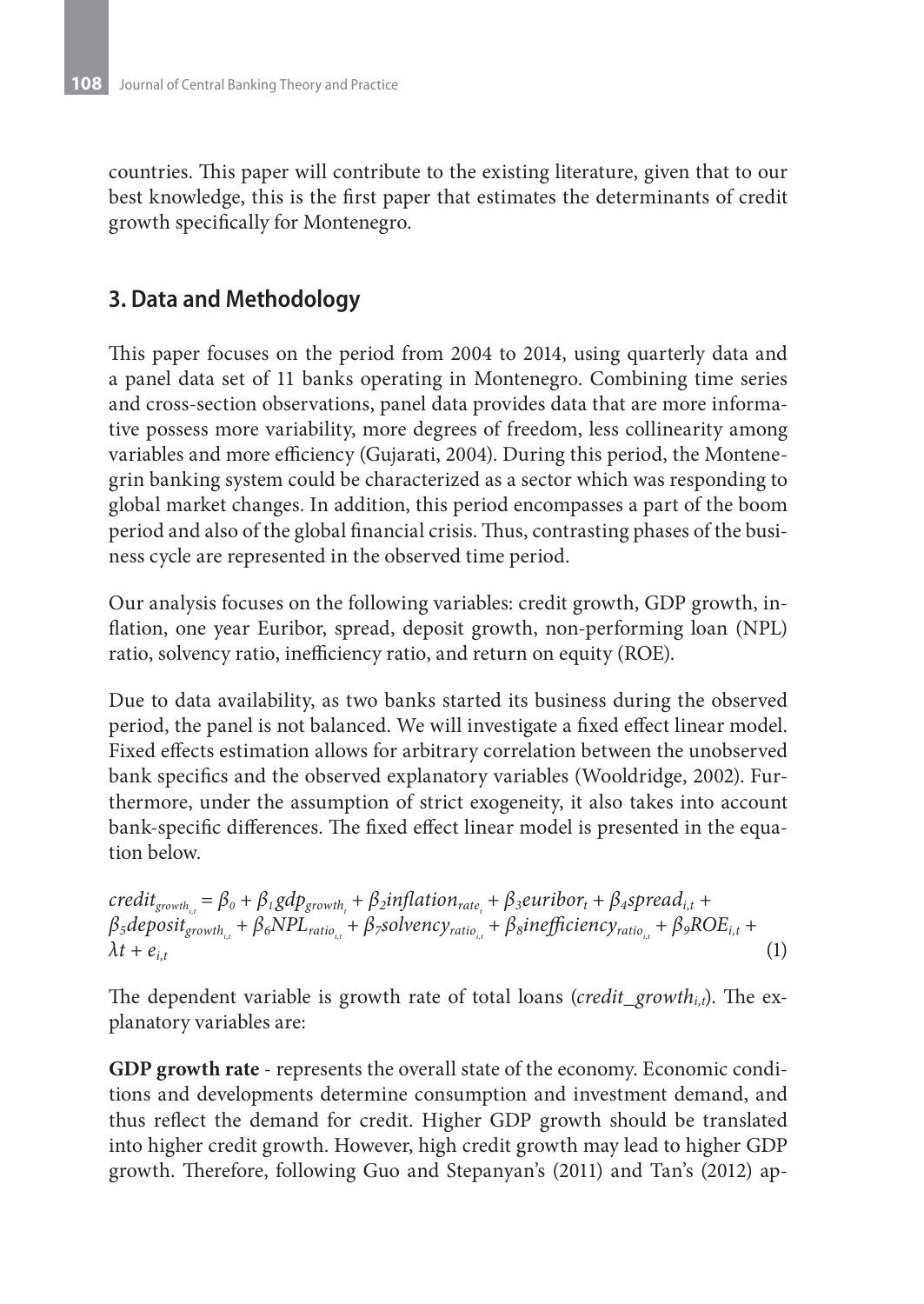countries. This paper will contribute to the existing literature, given that to our best knowledge, this is the first paper that estimates the determinants of credit growth specifically for Montenegro.

## 3. Data and Methodology

This paper focuses on the period from 2004 to 2014, using quarterly data and a panel data set of 11 banks operating in Montenegro. Combining time series and cross-section observations, panel data provides data that are more informative possess more variability, more degrees of freedom, less collinearity among variables and more efficiency (Gujarati, 2004). During this period, the Montenegrin banking system could be characterized as a sector which was responding to global market changes. In addition, this period encompasses a part of the boom period and also of the global financial crisis. Thus, contrasting phases of the business cycle are represented in the observed time period.

Our analysis focuses on the following variables: credit growth, GDP growth, inflation, one year Euribor, spread, deposit growth, non-performing loan (NPL) ratio, solvency ratio, inefficiency ratio, and return on equity (ROE).

Due to data availability, as two banks started its business during the observed period, the panel is not balanced. We will investigate a fixed effect linear model. Fixed effects estimation allows for arbitrary correlation between the unobserved bank specifics and the observed explanatory variables (Wooldridge, 2002). Furthermore, under the assumption of strict exogeneity, it also takes into account bank-specific differences. The fixed effect linear model is presented in the equation below.

$$credit_{growth_{i,t}} = \beta_0 + \beta_1 gdp_{growth_t} + \beta_2 inflation_{rate_t} + \beta_3 euribor_t + \beta_4 spread_{i,t} + \beta_5 deposit_{growth_{i,t}} + \beta_6 NPL_{ratio_{i,t}} + \beta_7 solvency_{ratio_{i,t}} + \beta_8 inefficiency_{ratio_{i,t}} + \beta_9 ROE_{i,t} + \lambda t + e_{i,t} \quad (1)$$

The dependent variable is growth rate of total loans (*credit_growth*$_{i,t}$). The explanatory variables are:

**GDP growth rate** - represents the overall state of the economy. Economic conditions and developments determine consumption and investment demand, and thus reflect the demand for credit. Higher GDP growth should be translated into higher credit growth. However, high credit growth may lead to higher GDP growth. Therefore, following Guo and Stepanyan's (2011) and Tan's (2012) ap-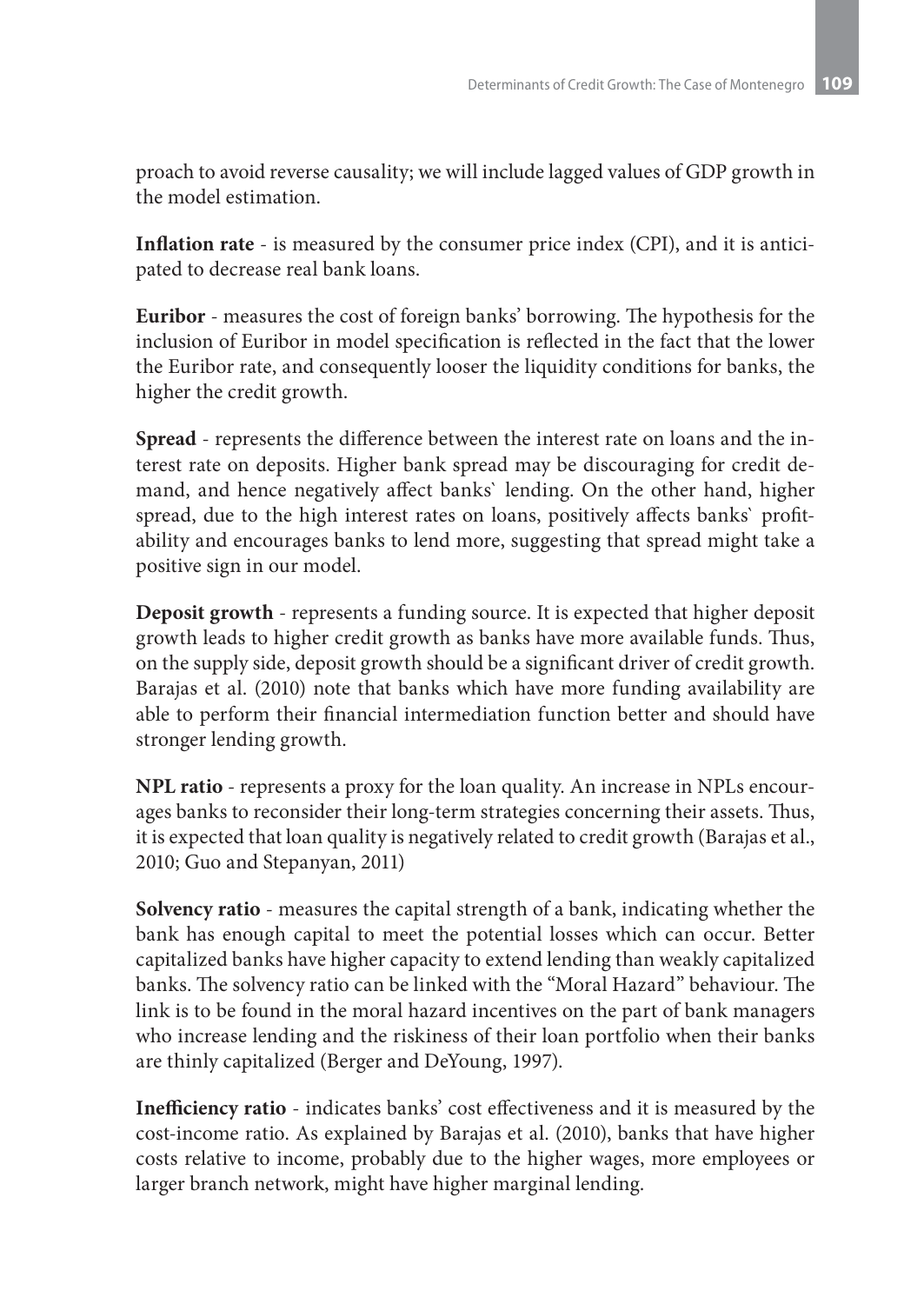proach to avoid reverse causality; we will include lagged values of GDP growth in the model estimation.

**Inflation rate** - is measured by the consumer price index (CPI), and it is anticipated to decrease real bank loans.

**Euribor** - measures the cost of foreign banks' borrowing. The hypothesis for the inclusion of Euribor in model specification is reflected in the fact that the lower the Euribor rate, and consequently looser the liquidity conditions for banks, the higher the credit growth.

**Spread** - represents the difference between the interest rate on loans and the interest rate on deposits. Higher bank spread may be discouraging for credit demand, and hence negatively affect banks` lending. On the other hand, higher spread, due to the high interest rates on loans, positively affects banks` profitability and encourages banks to lend more, suggesting that spread might take a positive sign in our model.

**Deposit growth** - represents a funding source. It is expected that higher deposit growth leads to higher credit growth as banks have more available funds. Thus, on the supply side, deposit growth should be a significant driver of credit growth. Barajas et al. (2010) note that banks which have more funding availability are able to perform their financial intermediation function better and should have stronger lending growth.

**NPL ratio** - represents a proxy for the loan quality. An increase in NPLs encourages banks to reconsider their long-term strategies concerning their assets. Thus, it is expected that loan quality is negatively related to credit growth (Barajas et al., 2010; Guo and Stepanyan, 2011)

**Solvency ratio** - measures the capital strength of a bank, indicating whether the bank has enough capital to meet the potential losses which can occur. Better capitalized banks have higher capacity to extend lending than weakly capitalized banks. The solvency ratio can be linked with the "Moral Hazard" behaviour. The link is to be found in the moral hazard incentives on the part of bank managers who increase lending and the riskiness of their loan portfolio when their banks are thinly capitalized (Berger and DeYoung, 1997).

**Inefficiency ratio** - indicates banks' cost effectiveness and it is measured by the cost-income ratio. As explained by Barajas et al. (2010), banks that have higher costs relative to income, probably due to the higher wages, more employees or larger branch network, might have higher marginal lending.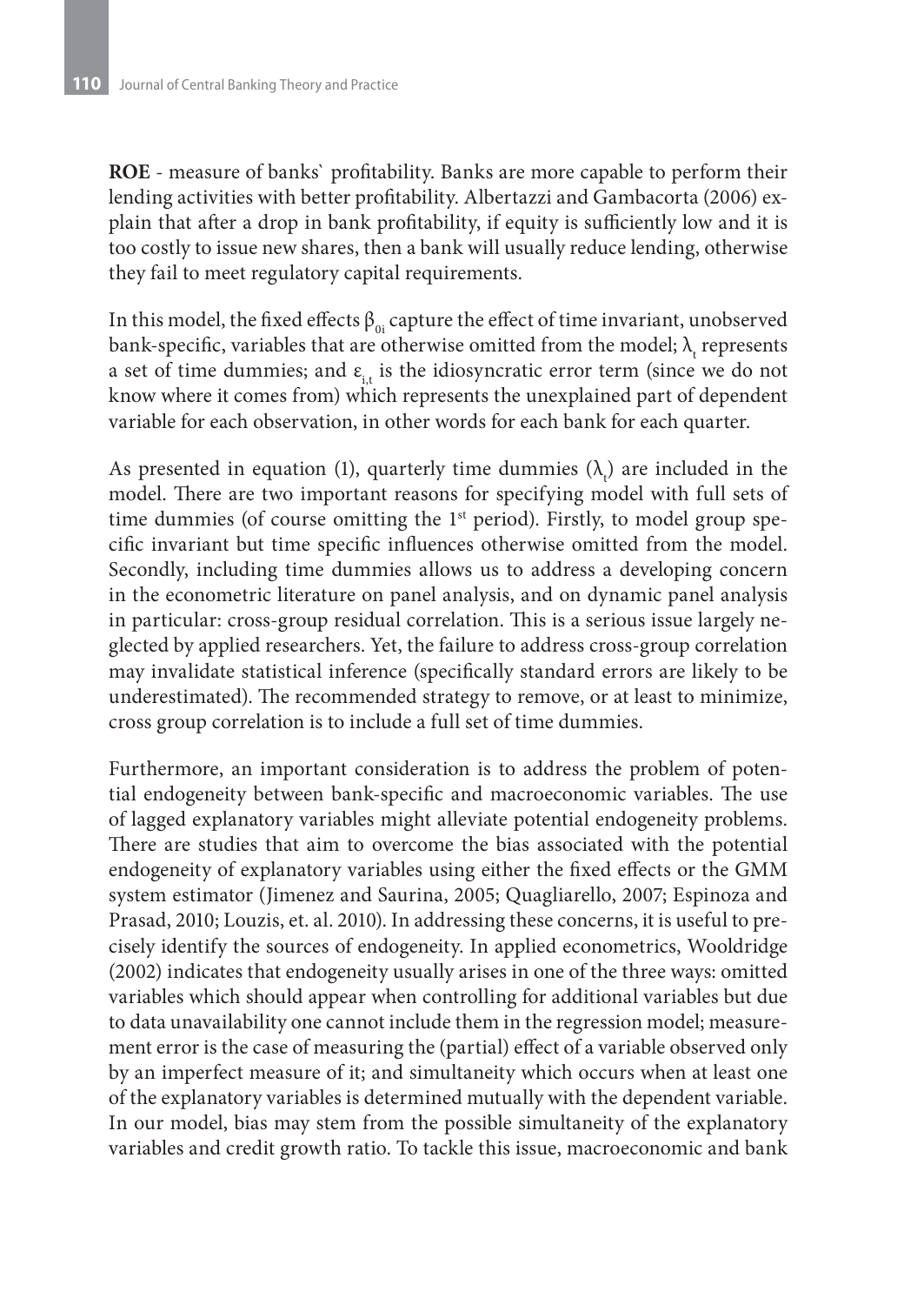**ROE** - measure of banks` profitability. Banks are more capable to perform their lending activities with better profitability. Albertazzi and Gambacorta (2006) explain that after a drop in bank profitability, if equity is sufficiently low and it is too costly to issue new shares, then a bank will usually reduce lending, otherwise they fail to meet regulatory capital requirements.

In this model, the fixed effects $\beta_{0i}$ capture the effect of time invariant, unobserved bank-specific, variables that are otherwise omitted from the model; $\lambda_t$ represents a set of time dummies; and $\varepsilon_{i,t}$ is the idiosyncratic error term (since we do not know where it comes from) which represents the unexplained part of dependent variable for each observation, in other words for each bank for each quarter.

As presented in equation (1), quarterly time dummies ($\lambda_t$) are included in the model. There are two important reasons for specifying model with full sets of time dummies (of course omitting the 1st period). Firstly, to model group specific invariant but time specific influences otherwise omitted from the model. Secondly, including time dummies allows us to address a developing concern in the econometric literature on panel analysis, and on dynamic panel analysis in particular: cross-group residual correlation. This is a serious issue largely neglected by applied researchers. Yet, the failure to address cross-group correlation may invalidate statistical inference (specifically standard errors are likely to be underestimated). The recommended strategy to remove, or at least to minimize, cross group correlation is to include a full set of time dummies.

Furthermore, an important consideration is to address the problem of potential endogeneity between bank-specific and macroeconomic variables. The use of lagged explanatory variables might alleviate potential endogeneity problems. There are studies that aim to overcome the bias associated with the potential endogeneity of explanatory variables using either the fixed effects or the GMM system estimator (Jimenez and Saurina, 2005; Quagliarello, 2007; Espinoza and Prasad, 2010; Louzis, et. al. 2010). In addressing these concerns, it is useful to precisely identify the sources of endogeneity. In applied econometrics, Wooldridge (2002) indicates that endogeneity usually arises in one of the three ways: omitted variables which should appear when controlling for additional variables but due to data unavailability one cannot include them in the regression model; measurement error is the case of measuring the (partial) effect of a variable observed only by an imperfect measure of it; and simultaneity which occurs when at least one of the explanatory variables is determined mutually with the dependent variable. In our model, bias may stem from the possible simultaneity of the explanatory variables and credit growth ratio. To tackle this issue, macroeconomic and bank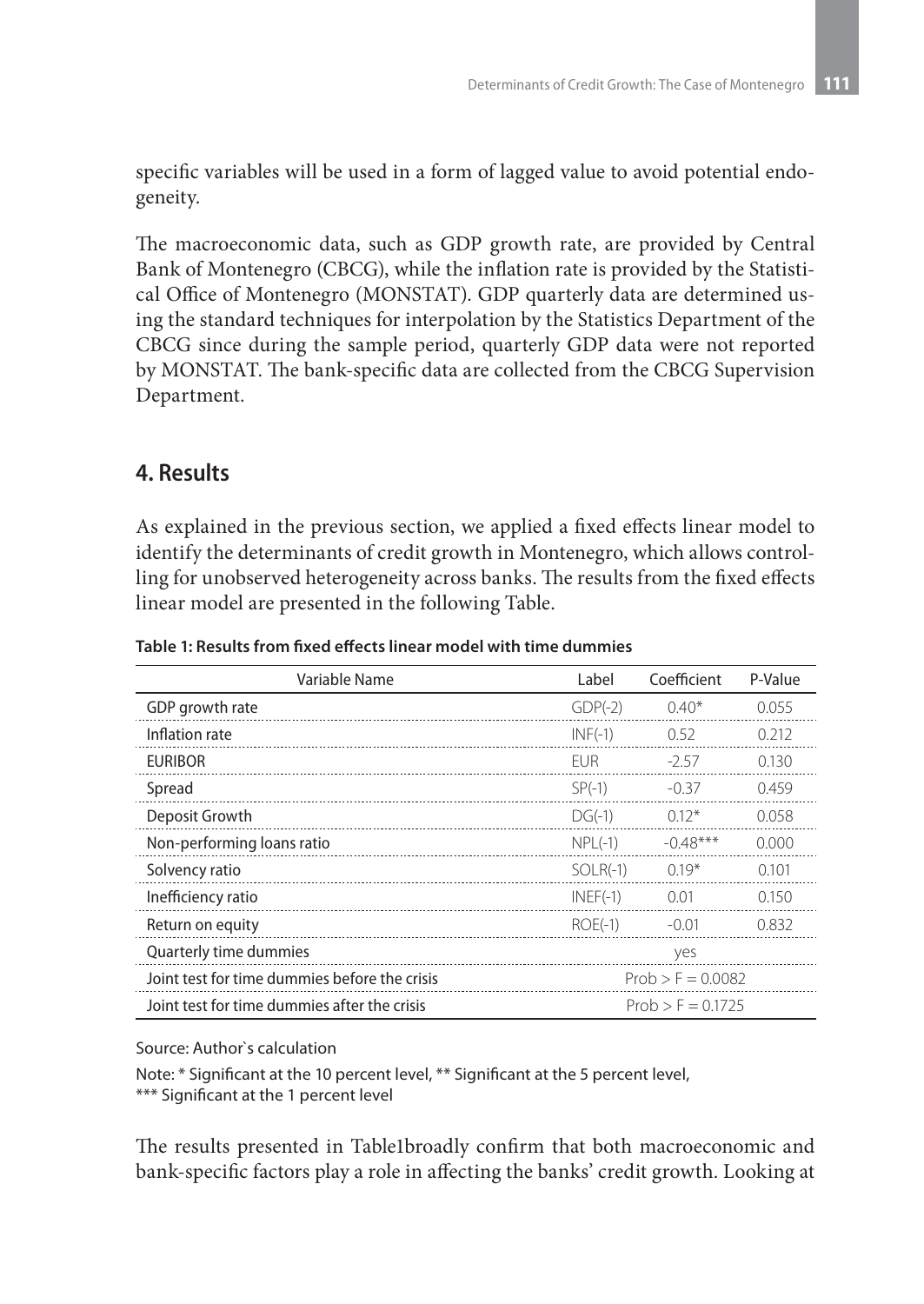specific variables will be used in a form of lagged value to avoid potential endogeneity.

The macroeconomic data, such as GDP growth rate, are provided by Central Bank of Montenegro (CBCG), while the inflation rate is provided by the Statistical Office of Montenegro (MONSTAT). GDP quarterly data are determined using the standard techniques for interpolation by the Statistics Department of the CBCG since during the sample period, quarterly GDP data were not reported by MONSTAT. The bank-specific data are collected from the CBCG Supervision Department.

## 4. Results

As explained in the previous section, we applied a fixed effects linear model to identify the determinants of credit growth in Montenegro, which allows controlling for unobserved heterogeneity across banks. The results from the fixed effects linear model are presented in the following Table.

**Table 1: Results from fixed effects linear model with time dummies**

| Variable Name | Label | Coefficient | P-Value |
|---|---|---|---|
| GDP growth rate | GDP(-2) | 0.40* | 0.055 |
| Inflation rate | INF(-1) | 0.52 | 0.212 |
| EURIBOR | EUR | -2.57 | 0.130 |
| Spread | SP(-1) | -0.37 | 0.459 |
| Deposit Growth | DG(-1) | 0.12* | 0.058 |
| Non-performing loans ratio | NPL(-1) | -0.48*** | 0.000 |
| Solvency ratio | SOLR(-1) | 0.19* | 0.101 |
| Inefficiency ratio | INEF(-1) | 0.01 | 0.150 |
| Return on equity | ROE(-1) | -0.01 | 0.832 |
| Quarterly time dummies | | yes | |
| Joint test for time dummies before the crisis | | Prob > F = 0.0082 | |
| Joint test for time dummies after the crisis | | Prob > F = 0.1725 | |

Source: Author`s calculation

Note: * Significant at the 10 percent level, ** Significant at the 5 percent level, *** Significant at the 1 percent level

The results presented in Table1broadly confirm that both macroeconomic and bank-specific factors play a role in affecting the banks' credit growth. Looking at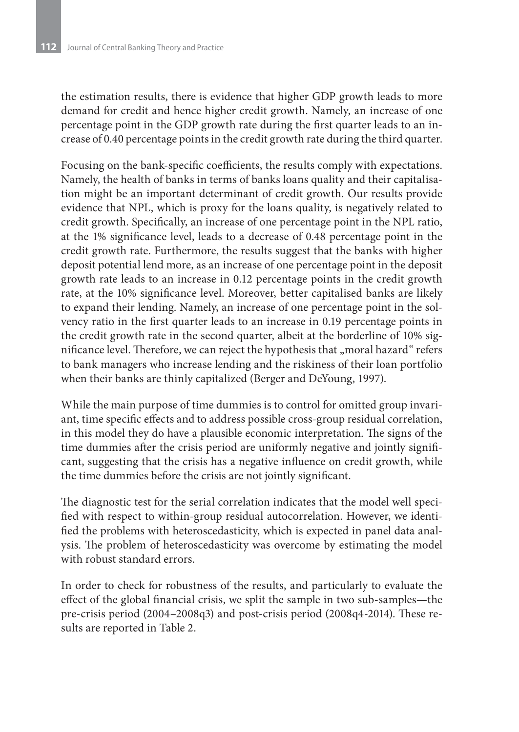the estimation results, there is evidence that higher GDP growth leads to more demand for credit and hence higher credit growth. Namely, an increase of one percentage point in the GDP growth rate during the first quarter leads to an increase of 0.40 percentage points in the credit growth rate during the third quarter.

Focusing on the bank-specific coefficients, the results comply with expectations. Namely, the health of banks in terms of banks loans quality and their capitalisation might be an important determinant of credit growth. Our results provide evidence that NPL, which is proxy for the loans quality, is negatively related to credit growth. Specifically, an increase of one percentage point in the NPL ratio, at the 1% significance level, leads to a decrease of 0.48 percentage point in the credit growth rate. Furthermore, the results suggest that the banks with higher deposit potential lend more, as an increase of one percentage point in the deposit growth rate leads to an increase in 0.12 percentage points in the credit growth rate, at the 10% significance level. Moreover, better capitalised banks are likely to expand their lending. Namely, an increase of one percentage point in the solvency ratio in the first quarter leads to an increase in 0.19 percentage points in the credit growth rate in the second quarter, albeit at the borderline of 10% significance level. Therefore, we can reject the hypothesis that „moral hazard" refers to bank managers who increase lending and the riskiness of their loan portfolio when their banks are thinly capitalized (Berger and DeYoung, 1997).

While the main purpose of time dummies is to control for omitted group invariant, time specific effects and to address possible cross-group residual correlation, in this model they do have a plausible economic interpretation. The signs of the time dummies after the crisis period are uniformly negative and jointly significant, suggesting that the crisis has a negative influence on credit growth, while the time dummies before the crisis are not jointly significant.

The diagnostic test for the serial correlation indicates that the model well specified with respect to within-group residual autocorrelation. However, we identified the problems with heteroscedasticity, which is expected in panel data analysis. The problem of heteroscedasticity was overcome by estimating the model with robust standard errors.

In order to check for robustness of the results, and particularly to evaluate the effect of the global financial crisis, we split the sample in two sub-samples—the pre-crisis period (2004–2008q3) and post-crisis period (2008q4-2014). These results are reported in Table 2.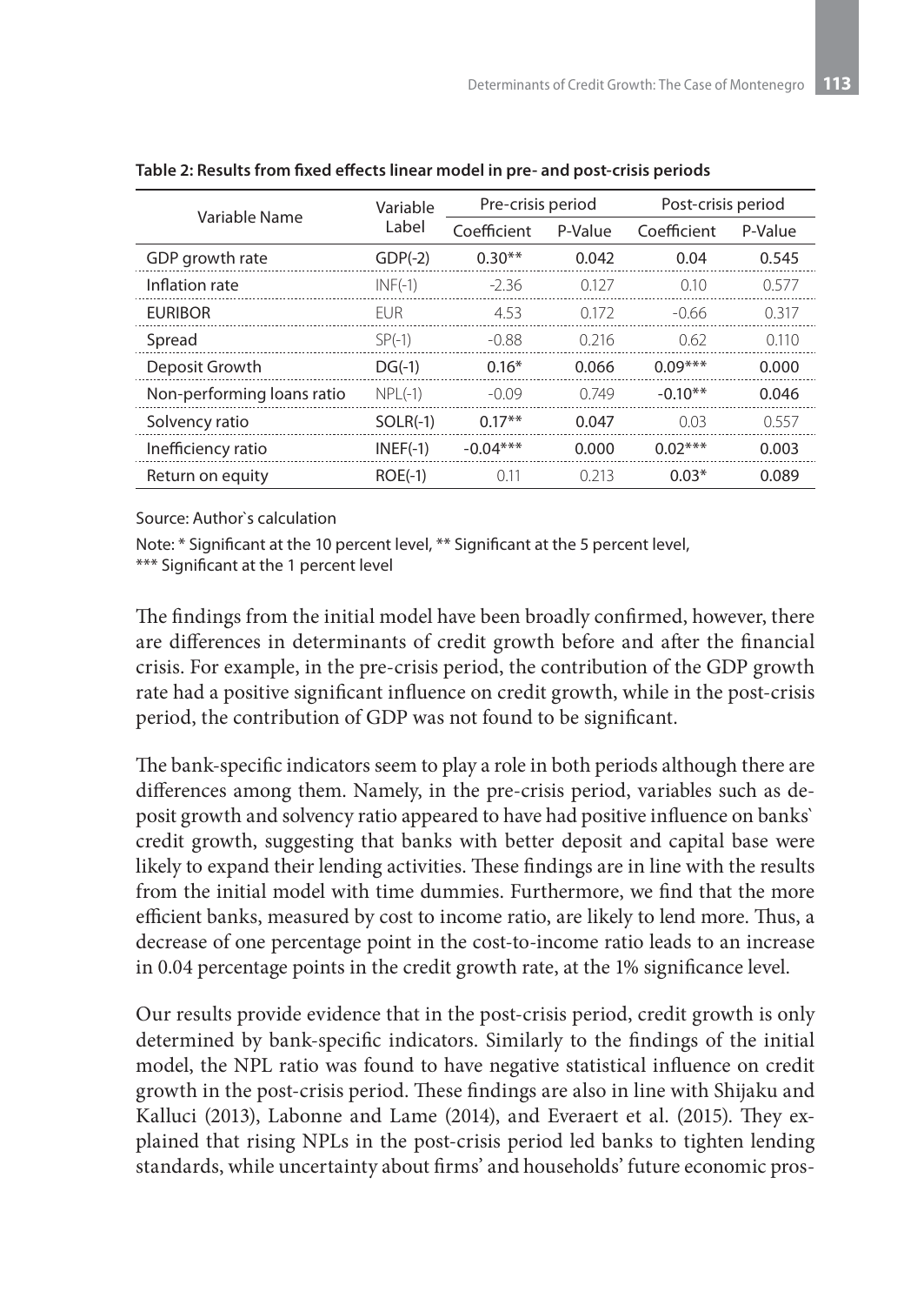**Table 2: Results from fixed effects linear model in pre- and post-crisis periods**

| Variable Name | Variable Label | Pre-crisis period | | Post-crisis period | |
|---|---|---|---|---|---|
| | | Coefficient | P-Value | Coefficient | P-Value |
| GDP growth rate | GDP(-2) | **0.30**** | **0.042** | 0.04 | 0.545 |
| Inflation rate | INF(-1) | -2.36 | 0.127 | 0.10 | 0.577 |
| EURIBOR | EUR | 4.53 | 0.172 | -0.66 | 0.317 |
| Spread | SP(-1) | -0.88 | 0.216 | 0.62 | 0.110 |
| Deposit Growth | DG(-1) | **0.16*** | **0.066** | **0.09***** | **0.000** |
| Non-performing loans ratio | NPL(-1) | -0.09 | 0.749 | **-0.10**** | **0.046** |
| Solvency ratio | SOLR(-1) | **0.17**** | **0.047** | 0.03 | 0.557 |
| Inefficiency ratio | INEF(-1) | **-0.04***** | **0.000** | **0.02***** | **0.003** |
| Return on equity | ROE(-1) | 0.11 | 0.213 | **0.03*** | **0.089** |

Source: Author`s calculation

Note: * Significant at the 10 percent level, ** Significant at the 5 percent level, *** Significant at the 1 percent level

The findings from the initial model have been broadly confirmed, however, there are differences in determinants of credit growth before and after the financial crisis. For example, in the pre-crisis period, the contribution of the GDP growth rate had a positive significant influence on credit growth, while in the post-crisis period, the contribution of GDP was not found to be significant.

The bank-specific indicators seem to play a role in both periods although there are differences among them. Namely, in the pre-crisis period, variables such as deposit growth and solvency ratio appeared to have had positive influence on banks` credit growth, suggesting that banks with better deposit and capital base were likely to expand their lending activities. These findings are in line with the results from the initial model with time dummies. Furthermore, we find that the more efficient banks, measured by cost to income ratio, are likely to lend more. Thus, a decrease of one percentage point in the cost-to-income ratio leads to an increase in 0.04 percentage points in the credit growth rate, at the 1% significance level.

Our results provide evidence that in the post-crisis period, credit growth is only determined by bank-specific indicators. Similarly to the findings of the initial model, the NPL ratio was found to have negative statistical influence on credit growth in the post-crisis period. These findings are also in line with Shijaku and Kalluci (2013), Labonne and Lame (2014), and Everaert et al. (2015). They explained that rising NPLs in the post-crisis period led banks to tighten lending standards, while uncertainty about firms' and households' future economic pros-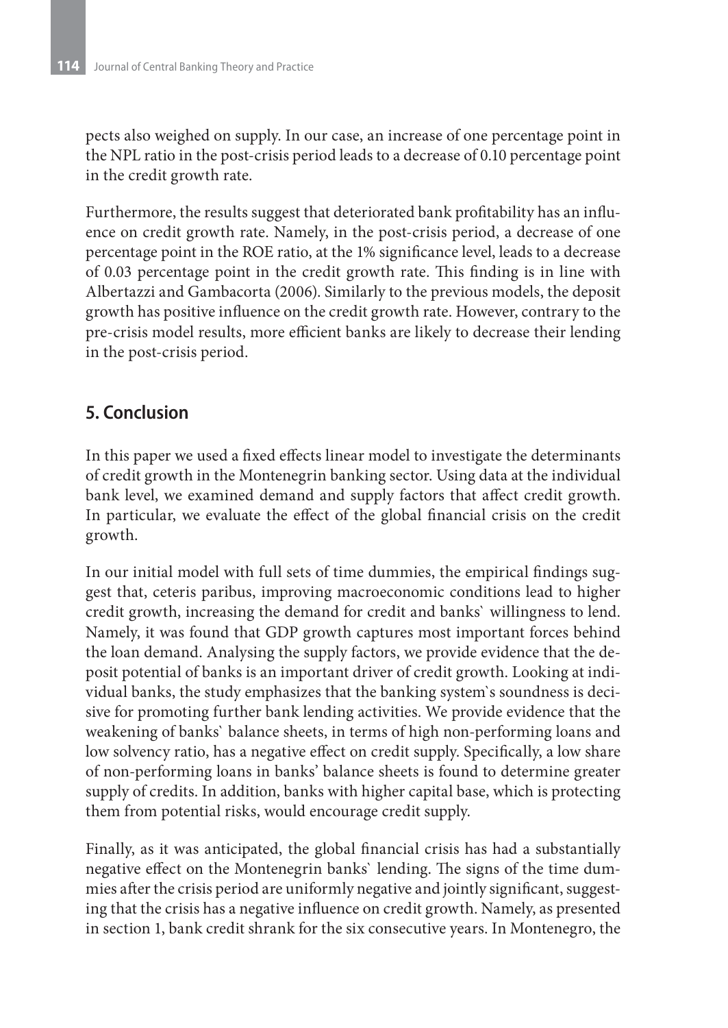pects also weighed on supply. In our case, an increase of one percentage point in the NPL ratio in the post-crisis period leads to a decrease of 0.10 percentage point in the credit growth rate.

Furthermore, the results suggest that deteriorated bank profitability has an influence on credit growth rate. Namely, in the post-crisis period, a decrease of one percentage point in the ROE ratio, at the 1% significance level, leads to a decrease of 0.03 percentage point in the credit growth rate. This finding is in line with Albertazzi and Gambacorta (2006). Similarly to the previous models, the deposit growth has positive influence on the credit growth rate. However, contrary to the pre-crisis model results, more efficient banks are likely to decrease their lending in the post-crisis period.

## 5. Conclusion

In this paper we used a fixed effects linear model to investigate the determinants of credit growth in the Montenegrin banking sector. Using data at the individual bank level, we examined demand and supply factors that affect credit growth. In particular, we evaluate the effect of the global financial crisis on the credit growth.

In our initial model with full sets of time dummies, the empirical findings suggest that, ceteris paribus, improving macroeconomic conditions lead to higher credit growth, increasing the demand for credit and banks` willingness to lend. Namely, it was found that GDP growth captures most important forces behind the loan demand. Analysing the supply factors, we provide evidence that the deposit potential of banks is an important driver of credit growth. Looking at individual banks, the study emphasizes that the banking system`s soundness is decisive for promoting further bank lending activities. We provide evidence that the weakening of banks` balance sheets, in terms of high non-performing loans and low solvency ratio, has a negative effect on credit supply. Specifically, a low share of non-performing loans in banks' balance sheets is found to determine greater supply of credits. In addition, banks with higher capital base, which is protecting them from potential risks, would encourage credit supply.

Finally, as it was anticipated, the global financial crisis has had a substantially negative effect on the Montenegrin banks` lending. The signs of the time dummies after the crisis period are uniformly negative and jointly significant, suggesting that the crisis has a negative influence on credit growth. Namely, as presented in section 1, bank credit shrank for the six consecutive years. In Montenegro, the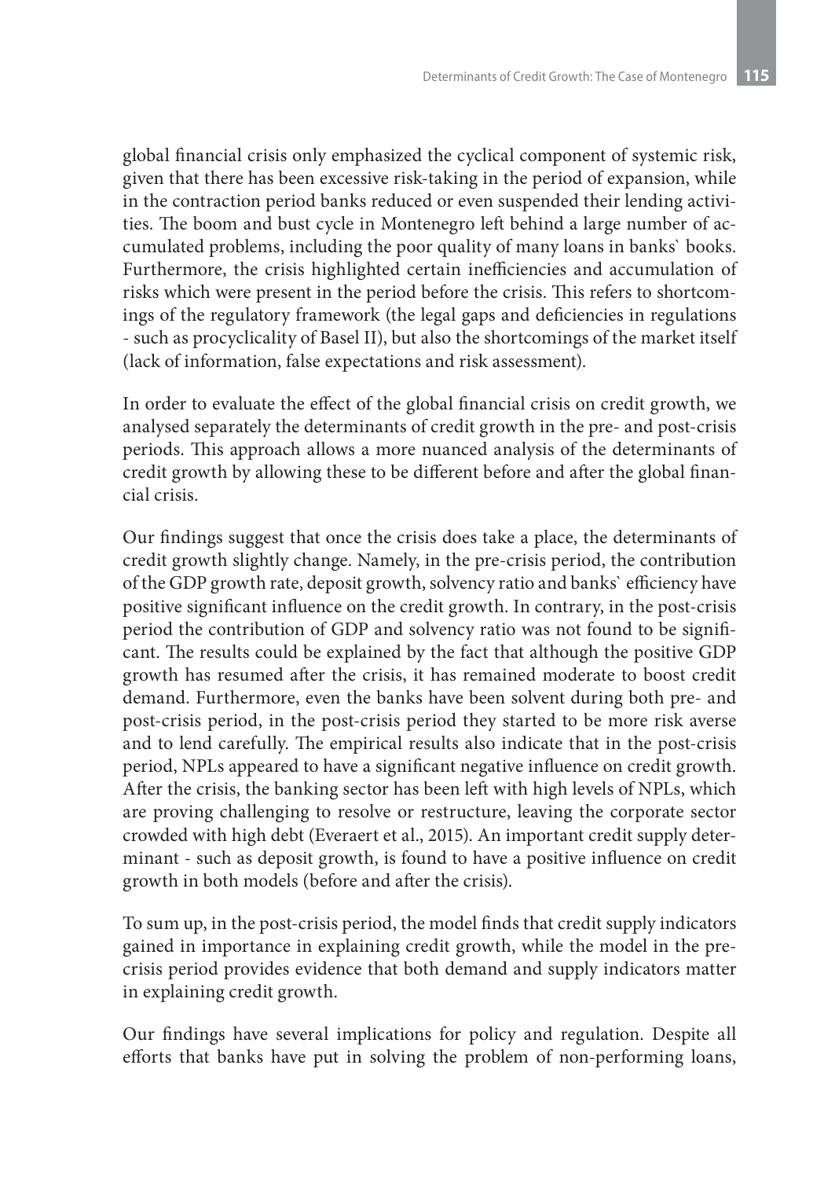global financial crisis only emphasized the cyclical component of systemic risk, given that there has been excessive risk-taking in the period of expansion, while in the contraction period banks reduced or even suspended their lending activities. The boom and bust cycle in Montenegro left behind a large number of accumulated problems, including the poor quality of many loans in banks` books. Furthermore, the crisis highlighted certain inefficiencies and accumulation of risks which were present in the period before the crisis. This refers to shortcomings of the regulatory framework (the legal gaps and deficiencies in regulations - such as procyclicality of Basel II), but also the shortcomings of the market itself (lack of information, false expectations and risk assessment).

In order to evaluate the effect of the global financial crisis on credit growth, we analysed separately the determinants of credit growth in the pre- and post-crisis periods. This approach allows a more nuanced analysis of the determinants of credit growth by allowing these to be different before and after the global financial crisis.

Our findings suggest that once the crisis does take a place, the determinants of credit growth slightly change. Namely, in the pre-crisis period, the contribution of the GDP growth rate, deposit growth, solvency ratio and banks` efficiency have positive significant influence on the credit growth. In contrary, in the post-crisis period the contribution of GDP and solvency ratio was not found to be significant. The results could be explained by the fact that although the positive GDP growth has resumed after the crisis, it has remained moderate to boost credit demand. Furthermore, even the banks have been solvent during both pre- and post-crisis period, in the post-crisis period they started to be more risk averse and to lend carefully. The empirical results also indicate that in the post-crisis period, NPLs appeared to have a significant negative influence on credit growth. After the crisis, the banking sector has been left with high levels of NPLs, which are proving challenging to resolve or restructure, leaving the corporate sector crowded with high debt (Everaert et al., 2015). An important credit supply determinant - such as deposit growth, is found to have a positive influence on credit growth in both models (before and after the crisis).

To sum up, in the post-crisis period, the model finds that credit supply indicators gained in importance in explaining credit growth, while the model in the pre-crisis period provides evidence that both demand and supply indicators matter in explaining credit growth.

Our findings have several implications for policy and regulation. Despite all efforts that banks have put in solving the problem of non-performing loans,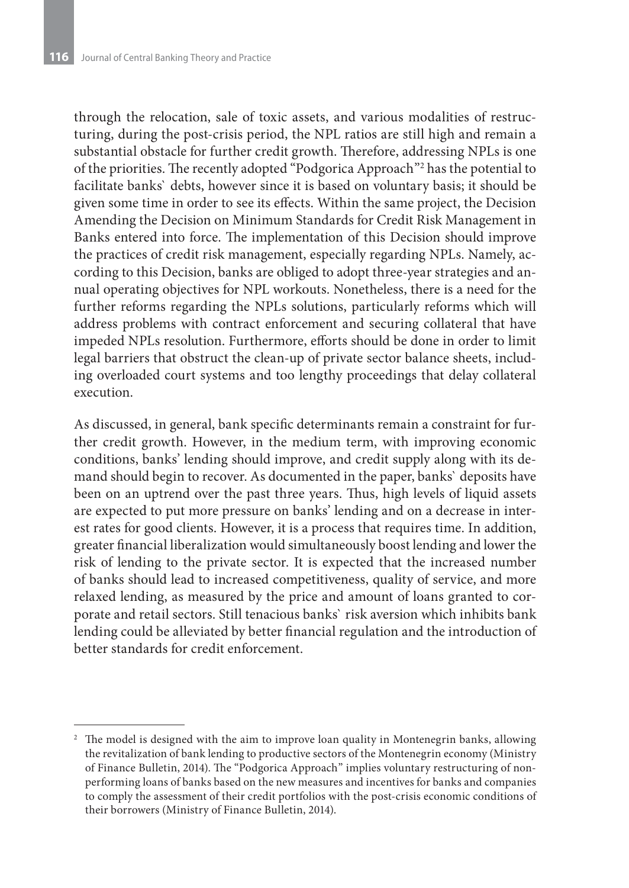through the relocation, sale of toxic assets, and various modalities of restructuring, during the post-crisis period, the NPL ratios are still high and remain a substantial obstacle for further credit growth. Therefore, addressing NPLs is one of the priorities. The recently adopted "Podgorica Approach"[2] has the potential to facilitate banks` debts, however since it is based on voluntary basis; it should be given some time in order to see its effects. Within the same project, the Decision Amending the Decision on Minimum Standards for Credit Risk Management in Banks entered into force. The implementation of this Decision should improve the practices of credit risk management, especially regarding NPLs. Namely, according to this Decision, banks are obliged to adopt three-year strategies and annual operating objectives for NPL workouts. Nonetheless, there is a need for the further reforms regarding the NPLs solutions, particularly reforms which will address problems with contract enforcement and securing collateral that have impeded NPLs resolution. Furthermore, efforts should be done in order to limit legal barriers that obstruct the clean-up of private sector balance sheets, including overloaded court systems and too lengthy proceedings that delay collateral execution.

As discussed, in general, bank specific determinants remain a constraint for further credit growth. However, in the medium term, with improving economic conditions, banks' lending should improve, and credit supply along with its demand should begin to recover. As documented in the paper, banks` deposits have been on an uptrend over the past three years. Thus, high levels of liquid assets are expected to put more pressure on banks' lending and on a decrease in interest rates for good clients. However, it is a process that requires time. In addition, greater financial liberalization would simultaneously boost lending and lower the risk of lending to the private sector. It is expected that the increased number of banks should lead to increased competitiveness, quality of service, and more relaxed lending, as measured by the price and amount of loans granted to corporate and retail sectors. Still tenacious banks` risk aversion which inhibits bank lending could be alleviated by better financial regulation and the introduction of better standards for credit enforcement.

---

[2] The model is designed with the aim to improve loan quality in Montenegrin banks, allowing the revitalization of bank lending to productive sectors of the Montenegrin economy (Ministry of Finance Bulletin, 2014). The "Podgorica Approach" implies voluntary restructuring of non-performing loans of banks based on the new measures and incentives for banks and companies to comply the assessment of their credit portfolios with the post-crisis economic conditions of their borrowers (Ministry of Finance Bulletin, 2014).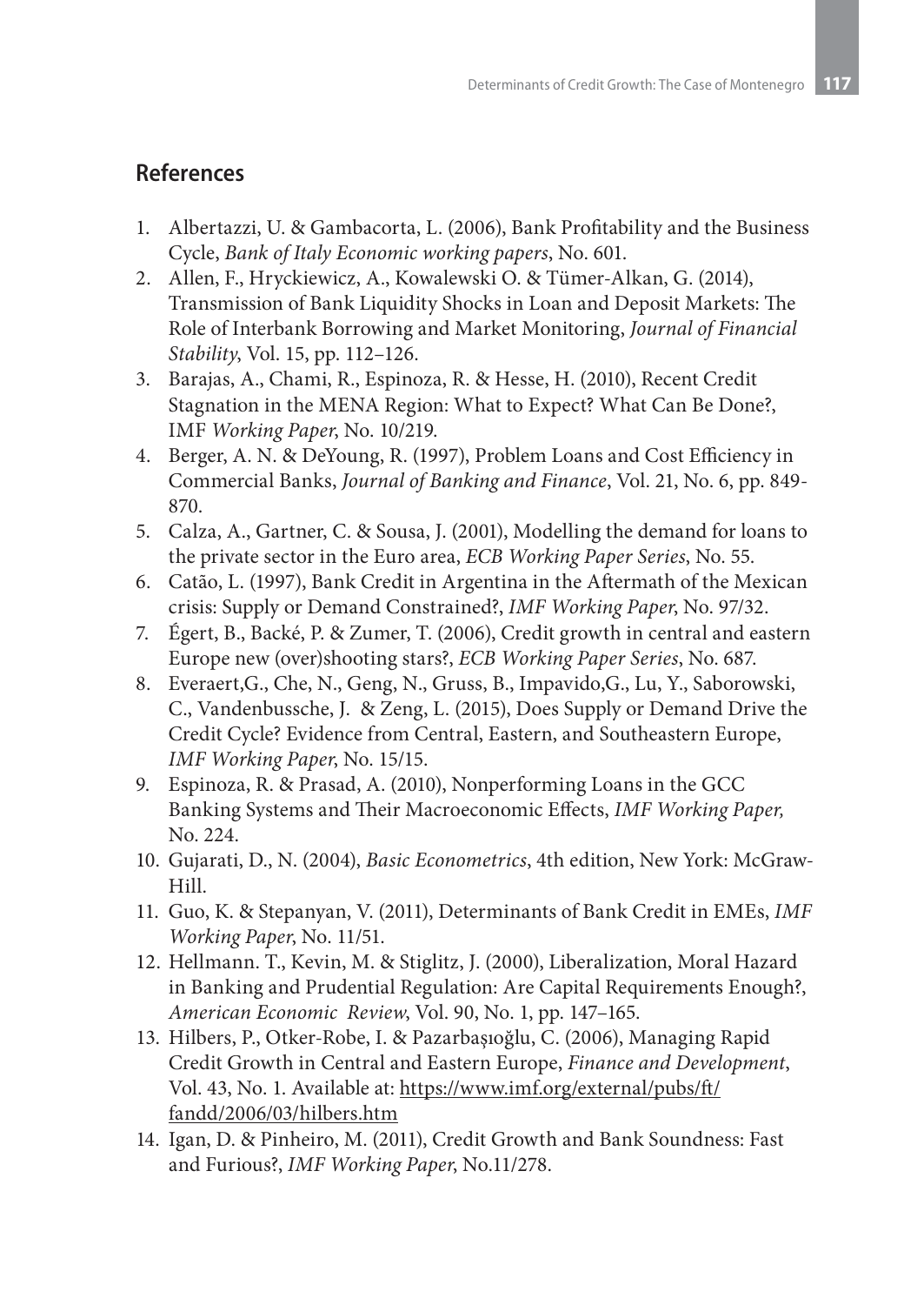## References

1. Albertazzi, U. & Gambacorta, L. (2006), Bank Profitability and the Business Cycle, *Bank of Italy Economic working papers*, No. 601.
2. Allen, F., Hryckiewicz, A., Kowalewski O. & Tümer-Alkan, G. (2014), Transmission of Bank Liquidity Shocks in Loan and Deposit Markets: The Role of Interbank Borrowing and Market Monitoring, *Journal of Financial Stability*, Vol. 15, pp. 112–126.
3. Barajas, A., Chami, R., Espinoza, R. & Hesse, H. (2010), Recent Credit Stagnation in the MENA Region: What to Expect? What Can Be Done?, IMF *Working Paper*, No. 10/219.
4. Berger, A. N. & DeYoung, R. (1997), Problem Loans and Cost Efficiency in Commercial Banks, *Journal of Banking and Finance*, Vol. 21, No. 6, pp. 849-870.
5. Calza, A., Gartner, C. & Sousa, J. (2001), Modelling the demand for loans to the private sector in the Euro area, *ECB Working Paper Series*, No. 55.
6. Catão, L. (1997), Bank Credit in Argentina in the Aftermath of the Mexican crisis: Supply or Demand Constrained?, *IMF Working Paper*, No. 97/32.
7. Égert, B., Backé, P. & Zumer, T. (2006), Credit growth in central and eastern Europe new (over)shooting stars?, *ECB Working Paper Series*, No. 687.
8. Everaert,G., Che, N., Geng, N., Gruss, B., Impavido,G., Lu, Y., Saborowski, C., Vandenbussche, J. & Zeng, L. (2015), Does Supply or Demand Drive the Credit Cycle? Evidence from Central, Eastern, and Southeastern Europe, *IMF Working Paper*, No. 15/15.
9. Espinoza, R. & Prasad, A. (2010), Nonperforming Loans in the GCC Banking Systems and Their Macroeconomic Effects, *IMF Working Paper,* No. 224.
10. Gujarati, D., N. (2004), *Basic Econometrics*, 4th edition, New York: McGraw-Hill.
11. Guo, K. & Stepanyan, V. (2011), Determinants of Bank Credit in EMEs, *IMF Working Paper*, No. 11/51.
12. Hellmann. T., Kevin, M. & Stiglitz, J. (2000), Liberalization, Moral Hazard in Banking and Prudential Regulation: Are Capital Requirements Enough?, *American Economic Review*, Vol. 90, No. 1, pp. 147–165.
13. Hilbers, P., Otker-Robe, I. & Pazarbaşıoğlu, C. (2006), Managing Rapid Credit Growth in Central and Eastern Europe, *Finance and Development*, Vol. 43, No. 1. Available at: https://www.imf.org/external/pubs/ft/fandd/2006/03/hilbers.htm
14. Igan, D. & Pinheiro, M. (2011), Credit Growth and Bank Soundness: Fast and Furious?, *IMF Working Paper*, No.11/278.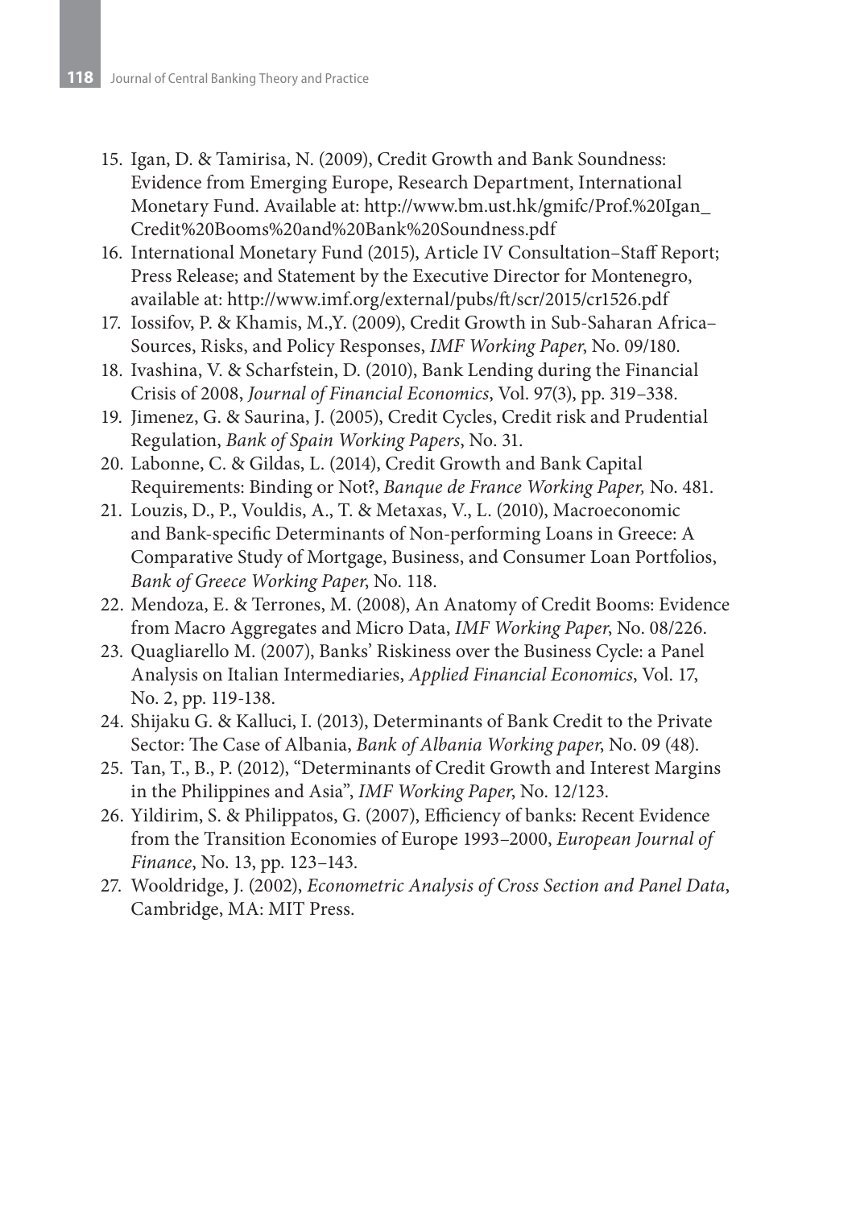15. Igan, D. & Tamirisa, N. (2009), Credit Growth and Bank Soundness: Evidence from Emerging Europe, Research Department, International Monetary Fund. Available at: http://www.bm.ust.hk/gmifc/Prof.%20Igan_Credit%20Booms%20and%20Bank%20Soundness.pdf
16. International Monetary Fund (2015), Article IV Consultation–Staff Report; Press Release; and Statement by the Executive Director for Montenegro, available at: http://www.imf.org/external/pubs/ft/scr/2015/cr1526.pdf
17. Iossifov, P. & Khamis, M.,Y. (2009), Credit Growth in Sub-Saharan Africa–Sources, Risks, and Policy Responses, *IMF Working Paper*, No. 09/180.
18. Ivashina, V. & Scharfstein, D. (2010), Bank Lending during the Financial Crisis of 2008, *Journal of Financial Economics*, Vol. 97(3), pp. 319–338.
19. Jimenez, G. & Saurina, J. (2005), Credit Cycles, Credit risk and Prudential Regulation, *Bank of Spain Working Papers*, No. 31.
20. Labonne, C. & Gildas, L. (2014), Credit Growth and Bank Capital Requirements: Binding or Not?, *Banque de France Working Paper,* No. 481.
21. Louzis, D., P., Vouldis, A., T. & Metaxas, V., L. (2010), Macroeconomic and Bank-specific Determinants of Non-performing Loans in Greece: A Comparative Study of Mortgage, Business, and Consumer Loan Portfolios, *Bank of Greece Working Paper*, No. 118.
22. Mendoza, E. & Terrones, M. (2008), An Anatomy of Credit Booms: Evidence from Macro Aggregates and Micro Data, *IMF Working Paper*, No. 08/226.
23. Quagliarello M. (2007), Banks' Riskiness over the Business Cycle: a Panel Analysis on Italian Intermediaries, *Applied Financial Economics*, Vol. 17, No. 2, pp. 119-138.
24. Shijaku G. & Kalluci, I. (2013), Determinants of Bank Credit to the Private Sector: The Case of Albania, *Bank of Albania Working paper*, No. 09 (48).
25. Tan, T., B., P. (2012), "Determinants of Credit Growth and Interest Margins in the Philippines and Asia", *IMF Working Paper*, No. 12/123.
26. Yildirim, S. & Philippatos, G. (2007), Efficiency of banks: Recent Evidence from the Transition Economies of Europe 1993–2000, *European Journal of Finance*, No. 13, pp. 123–143.
27. Wooldridge, J. (2002), *Econometric Analysis of Cross Section and Panel Data*, Cambridge, MA: MIT Press.